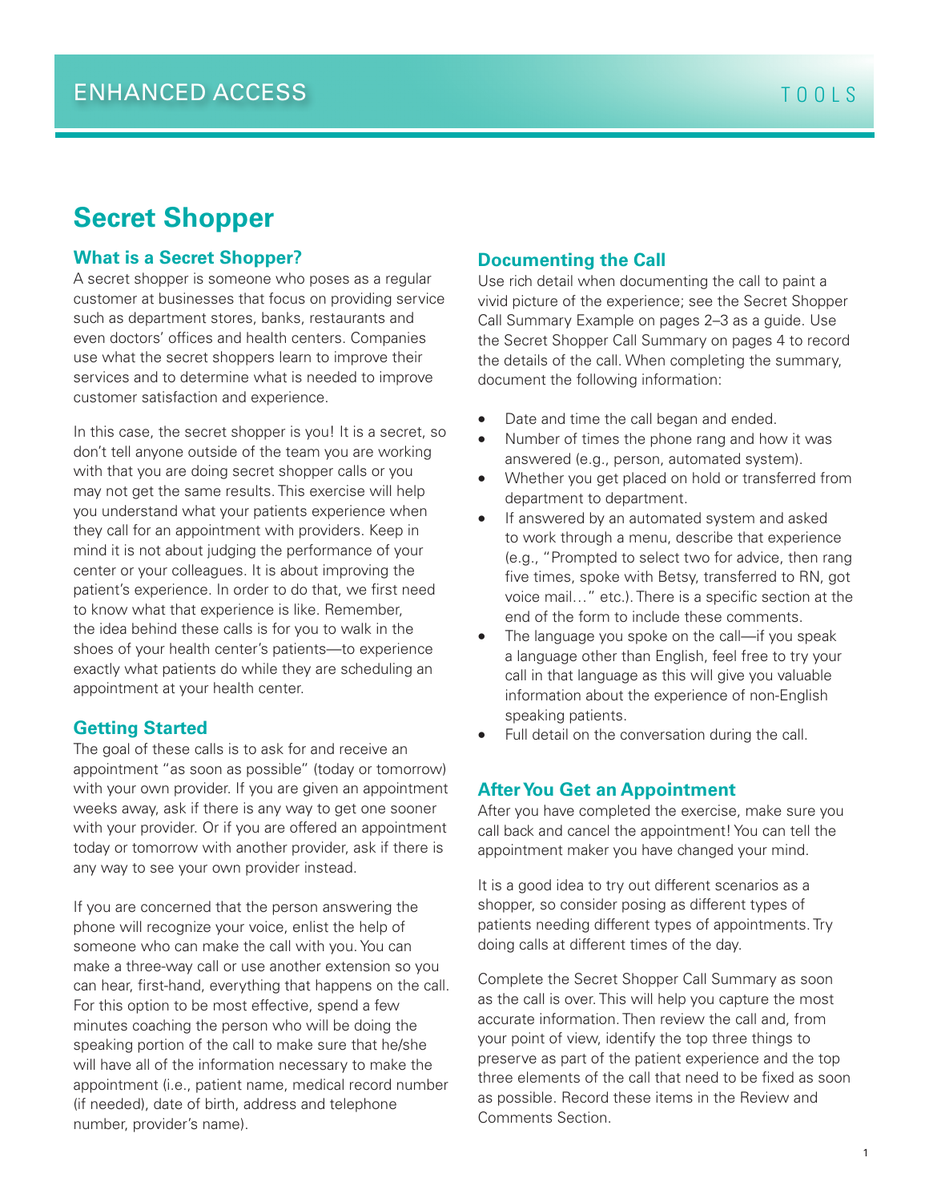ENHANCED ACCESS TOOLS

# Secret Shopper

## What is a Secret Shopper?

A secret shopper is someone who poses as a regular customer at businesses that focus on providing service such as department stores, banks, restaurants and even doctors' offices and health centers. Companies use what the secret shoppers learn to improve their services and to determine what is needed to improve customer satisfaction and experience.

In this case, the secret shopper is you! It is a secret, so don't tell anyone outside of the team you are working with that you are doing secret shopper calls or you may not get the same results. This exercise will help you understand what your patients experience when they call for an appointment with providers. Keep in mind it is not about judging the performance of your center or your colleagues. It is about improving the patient's experience. In order to do that, we first need to know what that experience is like. Remember, the idea behind these calls is for you to walk in the shoes of your health center's patients—to experience exactly what patients do while they are scheduling an appointment at your health center.

## Getting Started

The goal of these calls is to ask for and receive an appointment "as soon as possible" (today or tomorrow) with your own provider. If you are given an appointment weeks away, ask if there is any way to get one sooner with your provider. Or if you are offered an appointment today or tomorrow with another provider, ask if there is any way to see your own provider instead.

If you are concerned that the person answering the phone will recognize your voice, enlist the help of someone who can make the call with you. You can make a three-way call or use another extension so you can hear, first-hand, everything that happens on the call. For this option to be most effective, spend a few minutes coaching the person who will be doing the speaking portion of the call to make sure that he/she will have all of the information necessary to make the appointment (i.e., patient name, medical record number (if needed), date of birth, address and telephone number, provider's name).

## Documenting the Call

Use rich detail when documenting the call to paint a vivid picture of the experience; see the Secret Shopper Call Summary Example on pages 2–3 as a guide. Use the Secret Shopper Call Summary on pages 4 to record the details of the call. When completing the summary, document the following information:

- Date and time the call began and ended.
- Number of times the phone rang and how it was answered (e.g., person, automated system).
- Whether you get placed on hold or transferred from department to department.
- If answered by an automated system and asked to work through a menu, describe that experience (e.g., "Prompted to select two for advice, then rang five times, spoke with Betsy, transferred to RN, got voice mail…" etc.). There is a specific section at the end of the form to include these comments.
- The language you spoke on the call—if you speak a language other than English, feel free to try your call in that language as this will give you valuable information about the experience of non-English speaking patients.
- Full detail on the conversation during the call.

## After You Get an Appointment

After you have completed the exercise, make sure you call back and cancel the appointment! You can tell the appointment maker you have changed your mind.

It is a good idea to try out different scenarios as a shopper, so consider posing as different types of patients needing different types of appointments. Try doing calls at different times of the day.

Complete the Secret Shopper Call Summary as soon as the call is over. This will help you capture the most accurate information. Then review the call and, from your point of view, identify the top three things to preserve as part of the patient experience and the top three elements of the call that need to be fixed as soon as possible. Record these items in the Review and Comments Section.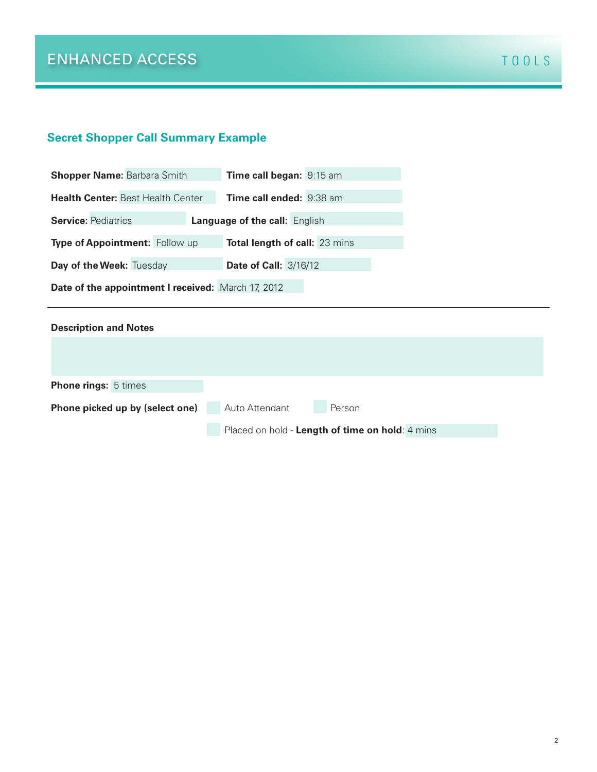# ENHANCED ACCESS

TOOLS

## Secret Shopper Call Summary Example

**Shopper Name:** Barbara Smith  **Time call began:** 9:15 am

**Health Center:** Best Health Center  **Time call ended:** 9:38 am

**Service:** Pediatrics  **Language of the call:** English

**Type of Appointment:** Follow up  **Total length of call:** 23 mins

**Day of the Week:** Tuesday  **Date of Call:** 3/16/12

**Date of the appointment I received:** March 17, 2012

---

**Description and Notes**

**Phone rings:** 5 times

**Phone picked up by (select one)**  ☐ Auto Attendant  ☐ Person

☐ Placed on hold - **Length of time on hold**: 4 mins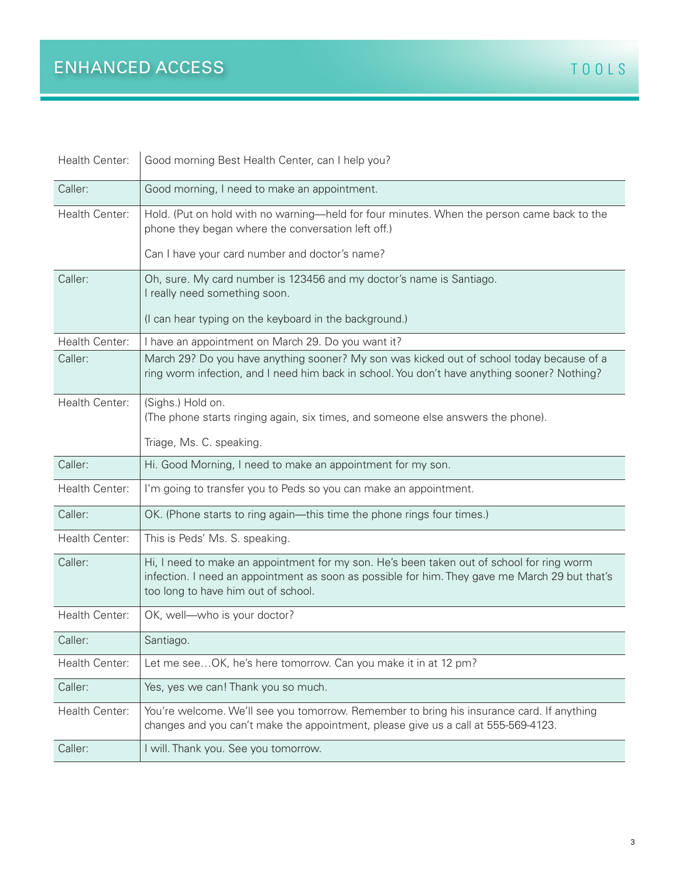| Health Center: | Good morning Best Health Center, can I help you? |
|---|---|
| Caller: | Good morning, I need to make an appointment. |
| Health Center: | Hold. (Put on hold with no warning—held for four minutes. When the person came back to the phone they began where the conversation left off.)<br><br>Can I have your card number and doctor's name? |
| Caller: | Oh, sure. My card number is 123456 and my doctor's name is Santiago.<br>I really need something soon.<br><br>(I can hear typing on the keyboard in the background.) |
| Health Center: | I have an appointment on March 29. Do you want it? |
| Caller: | March 29? Do you have anything sooner? My son was kicked out of school today because of a ring worm infection, and I need him back in school. You don't have anything sooner? Nothing? |
| Health Center: | (Sighs.) Hold on.<br>(The phone starts ringing again, six times, and someone else answers the phone).<br><br>Triage, Ms. C. speaking. |
| Caller: | Hi. Good Morning, I need to make an appointment for my son. |
| Health Center: | I'm going to transfer you to Peds so you can make an appointment. |
| Caller: | OK. (Phone starts to ring again—this time the phone rings four times.) |
| Health Center: | This is Peds' Ms. S. speaking. |
| Caller: | Hi, I need to make an appointment for my son. He's been taken out of school for ring worm infection. I need an appointment as soon as possible for him. They gave me March 29 but that's too long to have him out of school. |
| Health Center: | OK, well—who is your doctor? |
| Caller: | Santiago. |
| Health Center: | Let me see…OK, he's here tomorrow. Can you make it in at 12 pm? |
| Caller: | Yes, yes we can! Thank you so much. |
| Health Center: | You're welcome. We'll see you tomorrow. Remember to bring his insurance card. If anything changes and you can't make the appointment, please give us a call at 555-569-4123. |
| Caller: | I will. Thank you. See you tomorrow. |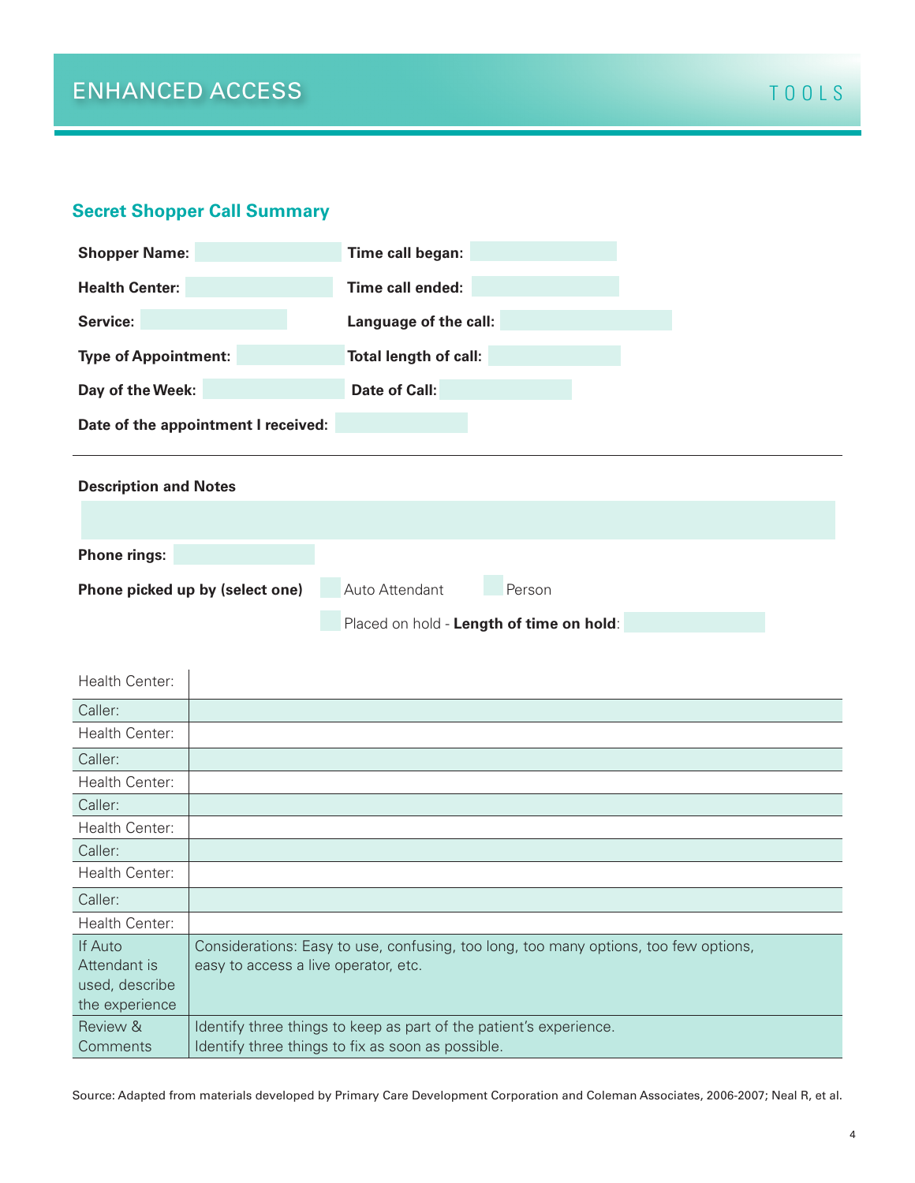## Secret Shopper Call Summary

**Shopper Name:** 

**Time call began:** 

**Health Center:** 

**Time call ended:** 

**Service:** 

**Language of the call:** 

**Type of Appointment:** 

**Total length of call:** 

**Day of the Week:** 

**Date of Call:** 

**Date of the appointment I received:** 

---

**Description and Notes**

**Phone rings:** 

**Phone picked up by (select one)** ☐ Auto Attendant ☐ Person

☐ Placed on hold - **Length of time on hold**: 

| | |
|---|---|
| Health Center: | |
| Caller: | |
| Health Center: | |
| Caller: | |
| Health Center: | |
| Caller: | |
| Health Center: | |
| Caller: | |
| Health Center: | |
| Caller: | |
| Health Center: | |
| If Auto Attendant is used, describe the experience | Considerations: Easy to use, confusing, too long, too many options, too few options, easy to access a live operator, etc. |
| Review & Comments | Identify three things to keep as part of the patient's experience.<br>Identify three things to fix as soon as possible. |

Source: Adapted from materials developed by Primary Care Development Corporation and Coleman Associates, 2006-2007; Neal R, et al.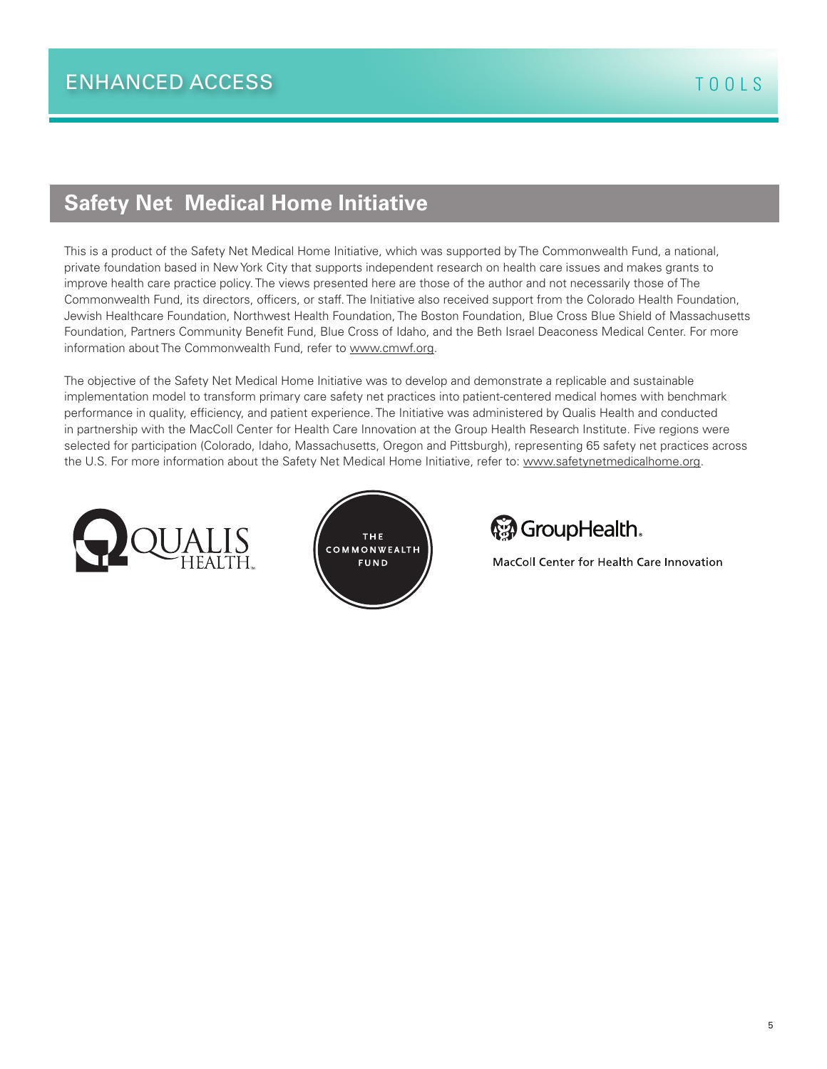## Safety Net Medical Home Initiative

This is a product of the Safety Net Medical Home Initiative, which was supported by The Commonwealth Fund, a national, private foundation based in New York City that supports independent research on health care issues and makes grants to improve health care practice policy. The views presented here are those of the author and not necessarily those of The Commonwealth Fund, its directors, officers, or staff. The Initiative also received support from the Colorado Health Foundation, Jewish Healthcare Foundation, Northwest Health Foundation, The Boston Foundation, Blue Cross Blue Shield of Massachusetts Foundation, Partners Community Benefit Fund, Blue Cross of Idaho, and the Beth Israel Deaconess Medical Center. For more information about The Commonwealth Fund, refer to www.cmwf.org.

The objective of the Safety Net Medical Home Initiative was to develop and demonstrate a replicable and sustainable implementation model to transform primary care safety net practices into patient-centered medical homes with benchmark performance in quality, efficiency, and patient experience. The Initiative was administered by Qualis Health and conducted in partnership with the MacColl Center for Health Care Innovation at the Group Health Research Institute. Five regions were selected for participation (Colorado, Idaho, Massachusetts, Oregon and Pittsburgh), representing 65 safety net practices across the U.S. For more information about the Safety Net Medical Home Initiative, refer to: www.safetynetmedicalhome.org.

QUALIS HEALTH

THE COMMONWEALTH FUND

GroupHealth

MacColl Center for Health Care Innovation